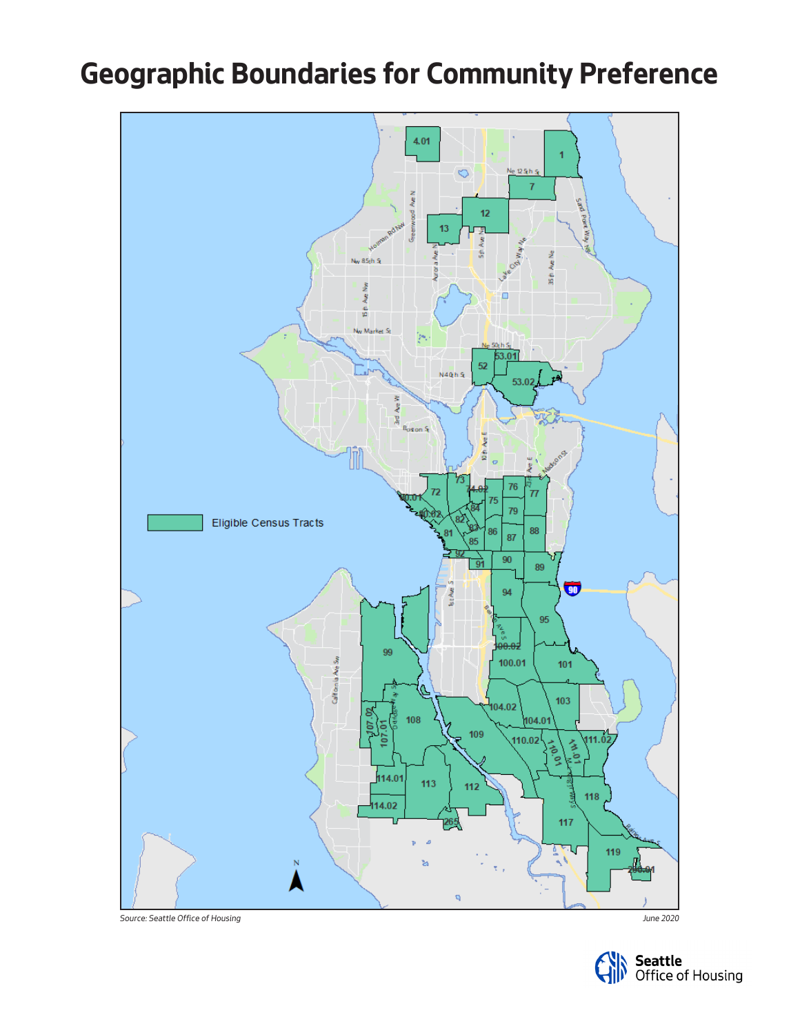# Geographic Boundaries for Community Preference

Eligible Census Tracts

*Source: Seattle Office of Housing*

*June 2020*

Seattle Office of Housing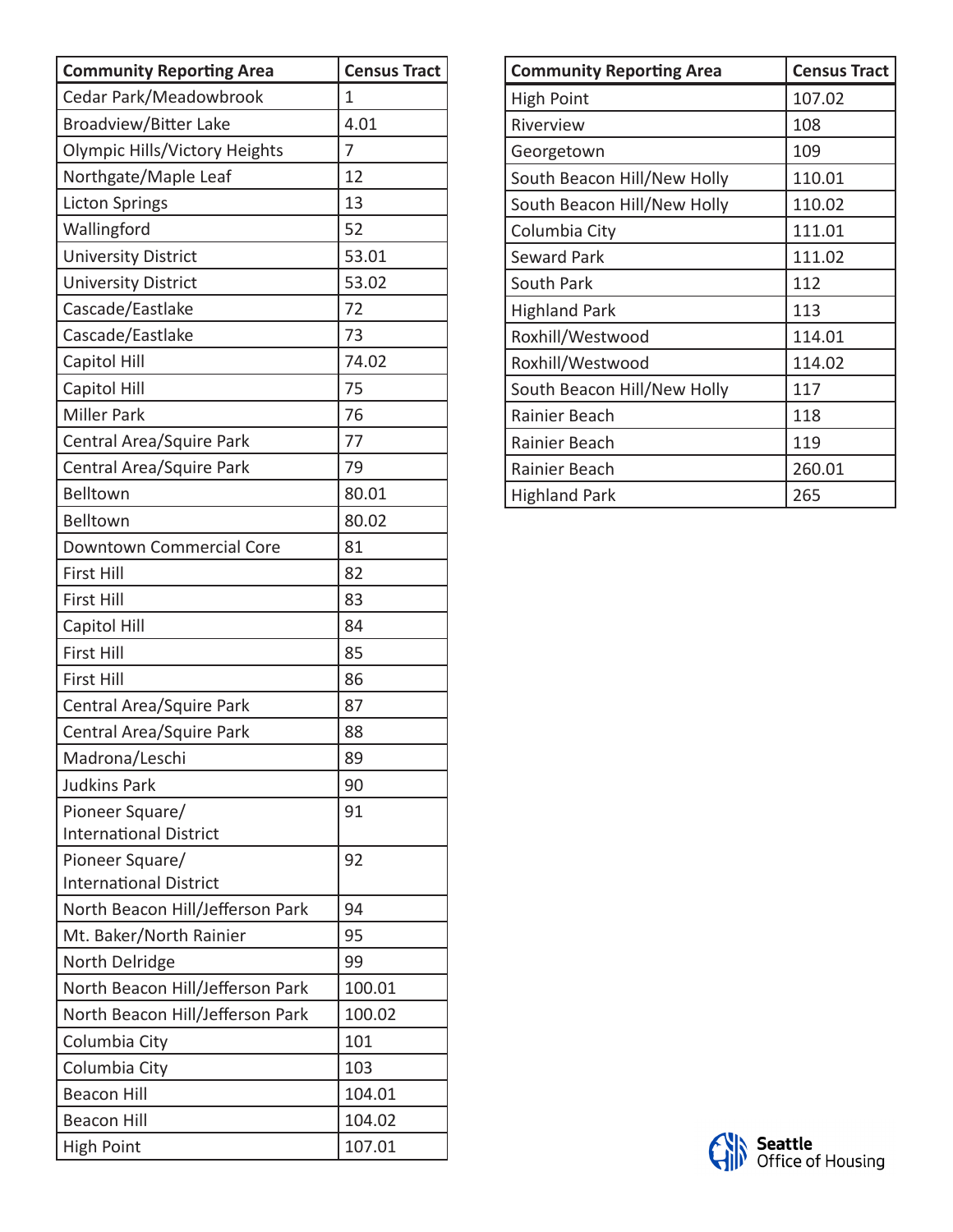| Community Reporting Area | Census Tract |
|---|---|
| Cedar Park/Meadowbrook | 1 |
| Broadview/Bitter Lake | 4.01 |
| Olympic Hills/Victory Heights | 7 |
| Northgate/Maple Leaf | 12 |
| Licton Springs | 13 |
| Wallingford | 52 |
| University District | 53.01 |
| University District | 53.02 |
| Cascade/Eastlake | 72 |
| Cascade/Eastlake | 73 |
| Capitol Hill | 74.02 |
| Capitol Hill | 75 |
| Miller Park | 76 |
| Central Area/Squire Park | 77 |
| Central Area/Squire Park | 79 |
| Belltown | 80.01 |
| Belltown | 80.02 |
| Downtown Commercial Core | 81 |
| First Hill | 82 |
| First Hill | 83 |
| Capitol Hill | 84 |
| First Hill | 85 |
| First Hill | 86 |
| Central Area/Squire Park | 87 |
| Central Area/Squire Park | 88 |
| Madrona/Leschi | 89 |
| Judkins Park | 90 |
| Pioneer Square/ International District | 91 |
| Pioneer Square/ International District | 92 |
| North Beacon Hill/Jefferson Park | 94 |
| Mt. Baker/North Rainier | 95 |
| North Delridge | 99 |
| North Beacon Hill/Jefferson Park | 100.01 |
| North Beacon Hill/Jefferson Park | 100.02 |
| Columbia City | 101 |
| Columbia City | 103 |
| Beacon Hill | 104.01 |
| Beacon Hill | 104.02 |
| High Point | 107.01 |
| High Point | 107.02 |
| Riverview | 108 |
| Georgetown | 109 |
| South Beacon Hill/New Holly | 110.01 |
| South Beacon Hill/New Holly | 110.02 |
| Columbia City | 111.01 |
| Seward Park | 111.02 |
| South Park | 112 |
| Highland Park | 113 |
| Roxhill/Westwood | 114.01 |
| Roxhill/Westwood | 114.02 |
| South Beacon Hill/New Holly | 117 |
| Rainier Beach | 118 |
| Rainier Beach | 119 |
| Rainier Beach | 260.01 |
| Highland Park | 265 |

Seattle Office of Housing